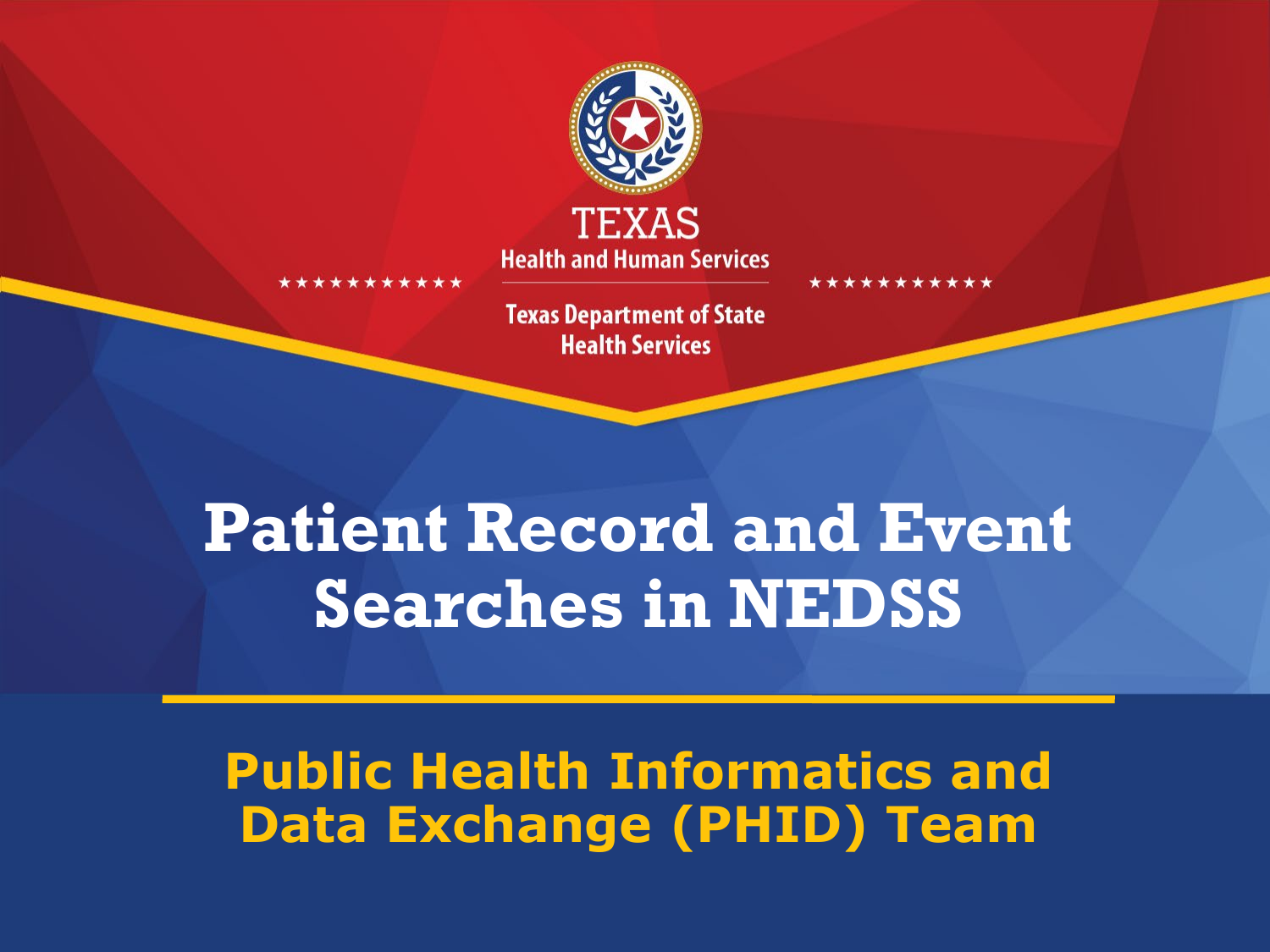TEXAS

Health and Human Services

Texas Department of State Health Services

# Patient Record and Event Searches in NEDSS

## Public Health Informatics and Data Exchange (PHID) Team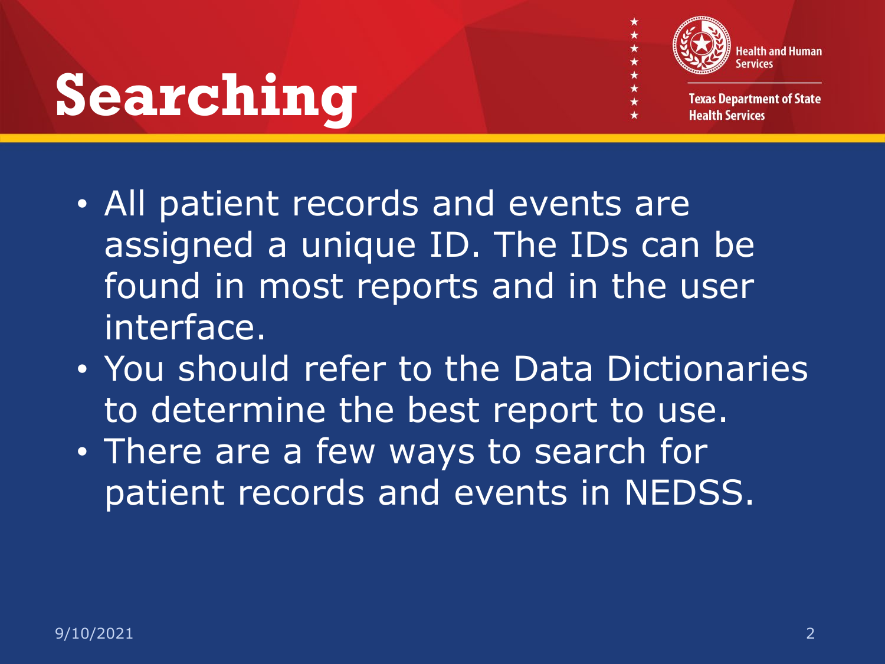# Searching

- All patient records and events are assigned a unique ID. The IDs can be found in most reports and in the user interface.
- You should refer to the Data Dictionaries to determine the best report to use.
- There are a few ways to search for patient records and events in NEDSS.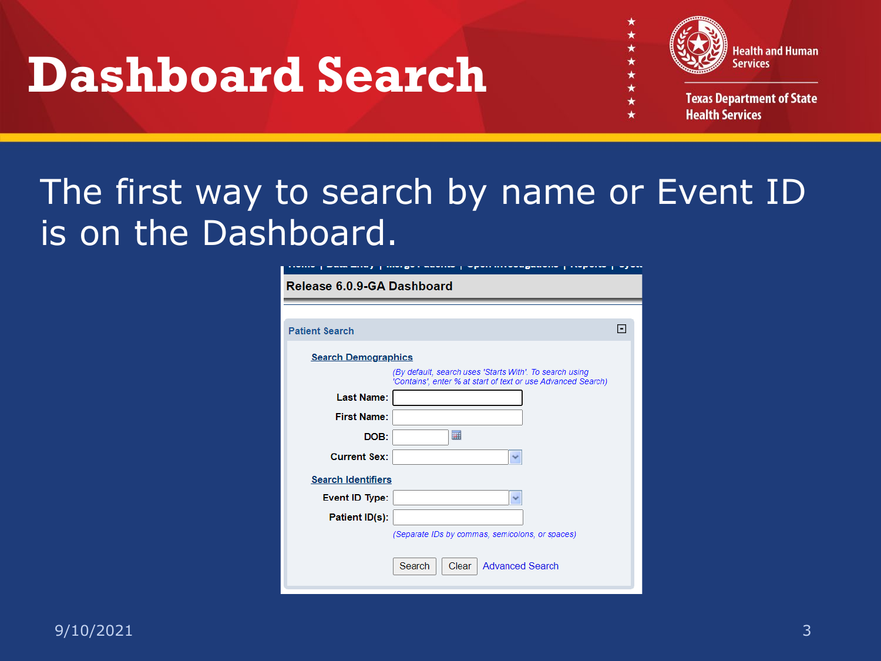# Dashboard Search

The first way to search by name or Event ID is on the Dashboard.

**Release 6.0.9-GA Dashboard**

**Patient Search**

**Search Demographics**

*(By default, search uses 'Starts With'. To search using 'Contains', enter % at start of text or use Advanced Search)*

- **Last Name:**
- **First Name:**
- **DOB:**
- **Current Sex:**

**Search Identifiers**

- **Event ID Type:**
- **Patient ID(s):**

*(Separate IDs by commas, semicolons, or spaces)*

Search | Clear | Advanced Search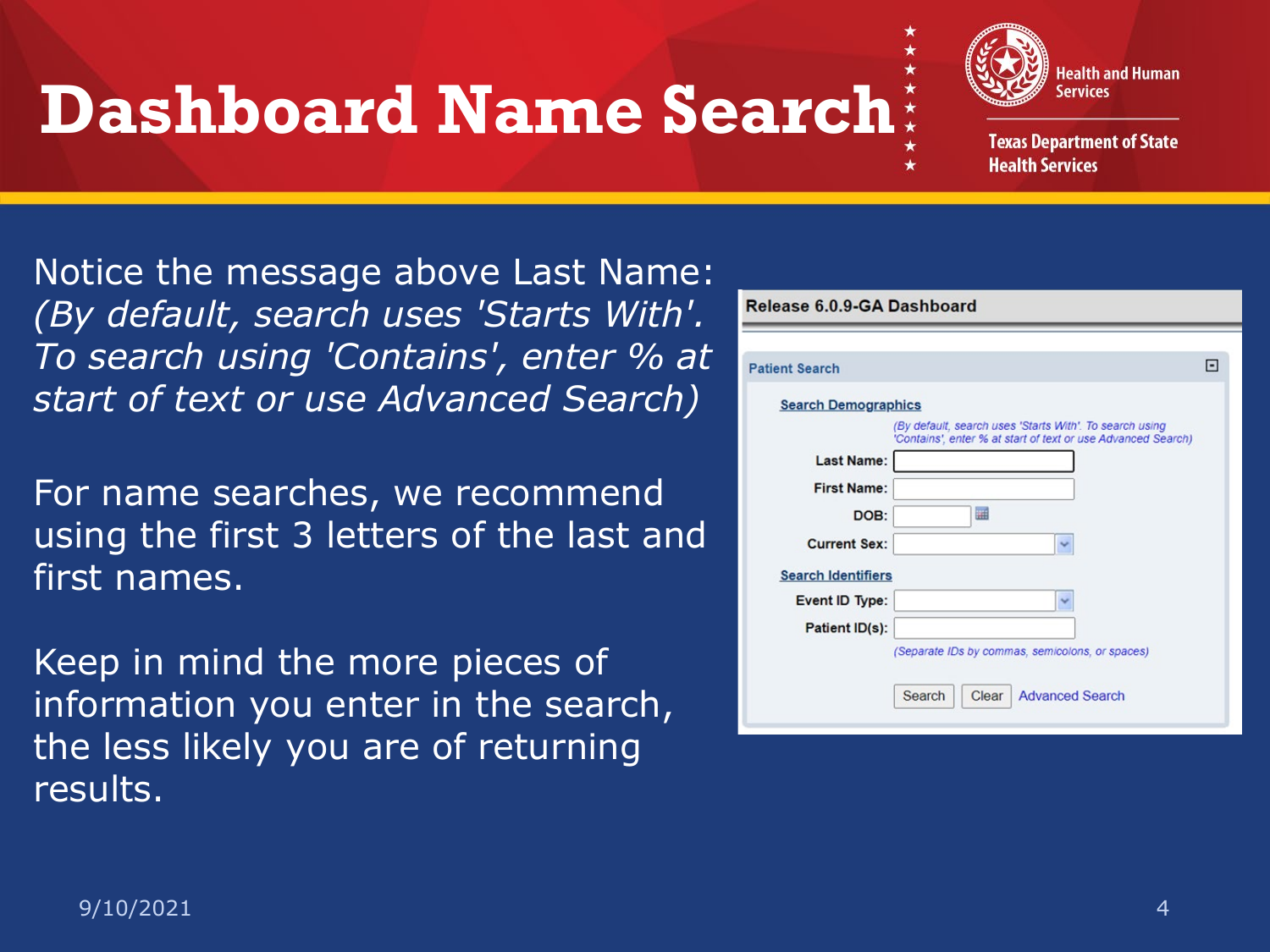# Dashboard Name Search

Notice the message above Last Name: *(By default, search uses 'Starts With'. To search using 'Contains', enter % at start of text or use Advanced Search)*

For name searches, we recommend using the first 3 letters of the last and first names.

Keep in mind the more pieces of information you enter in the search, the less likely you are of returning results.

**Release 6.0.9-GA Dashboard**

Patient Search

Search Demographics

*(By default, search uses 'Starts With'. To search using 'Contains', enter % at start of text or use Advanced Search)*

- **Last Name:**
- **First Name:**
- **DOB:**
- **Current Sex:**

Search Identifiers

- **Event ID Type:**
- **Patient ID(s):**

*(Separate IDs by commas, semicolons, or spaces)*

Search | Clear | Advanced Search

9/10/2021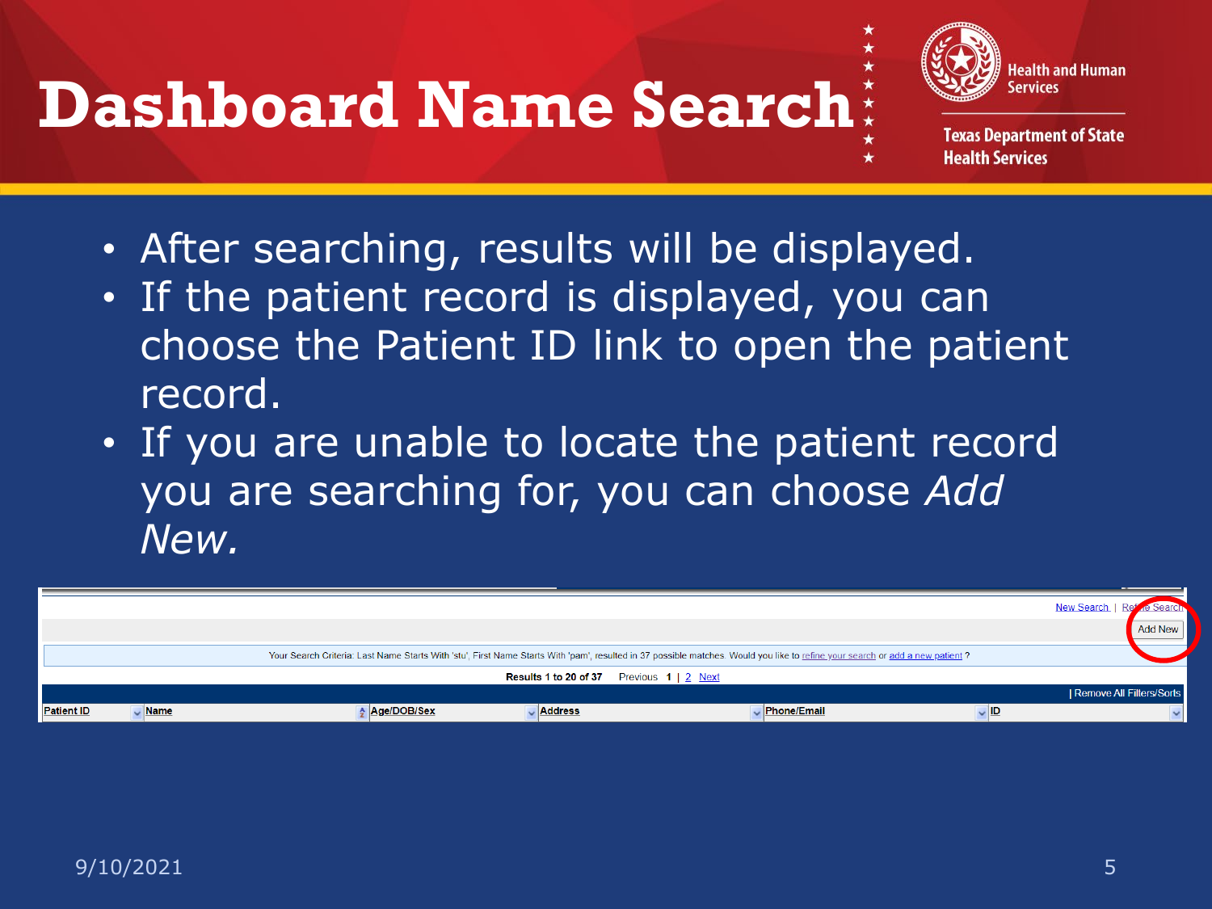# Dashboard Name Search

- After searching, results will be displayed.
- If the patient record is displayed, you can choose the Patient ID link to open the patient record.
- If you are unable to locate the patient record you are searching for, you can choose *Add New.*

New Search | Refine Search

Add New

Your Search Criteria: Last Name Starts With 'stu', First Name Starts With 'pam', resulted in 37 possible matches. Would you like to refine your search or add a new patient ?

Results 1 to 20 of 37 Previous 1 | 2 Next

| Remove All Filters/Sorts

| Patient ID | Name | Age/DOB/Sex | Address | Phone/Email | ID |
|---|---|---|---|---|---|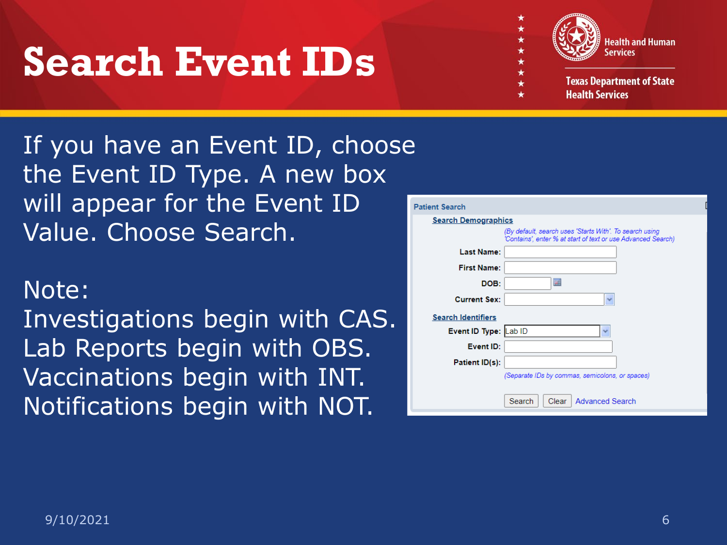# Search Event IDs

If you have an Event ID, choose the Event ID Type. A new box will appear for the Event ID Value. Choose Search.

Note:
Investigations begin with CAS.
Lab Reports begin with OBS.
Vaccinations begin with INT.
Notifications begin with NOT.

**Patient Search**

Search Demographics

*(By default, search uses 'Starts With'. To search using 'Contains', enter % at start of text or use Advanced Search)*

**Last Name:**

**First Name:**

**DOB:**

**Current Sex:**

Search Identifiers

**Event ID Type:** Lab ID

**Event ID:**

**Patient ID(s):**

*(Separate IDs by commas, semicolons, or spaces)*

Search | Clear | Advanced Search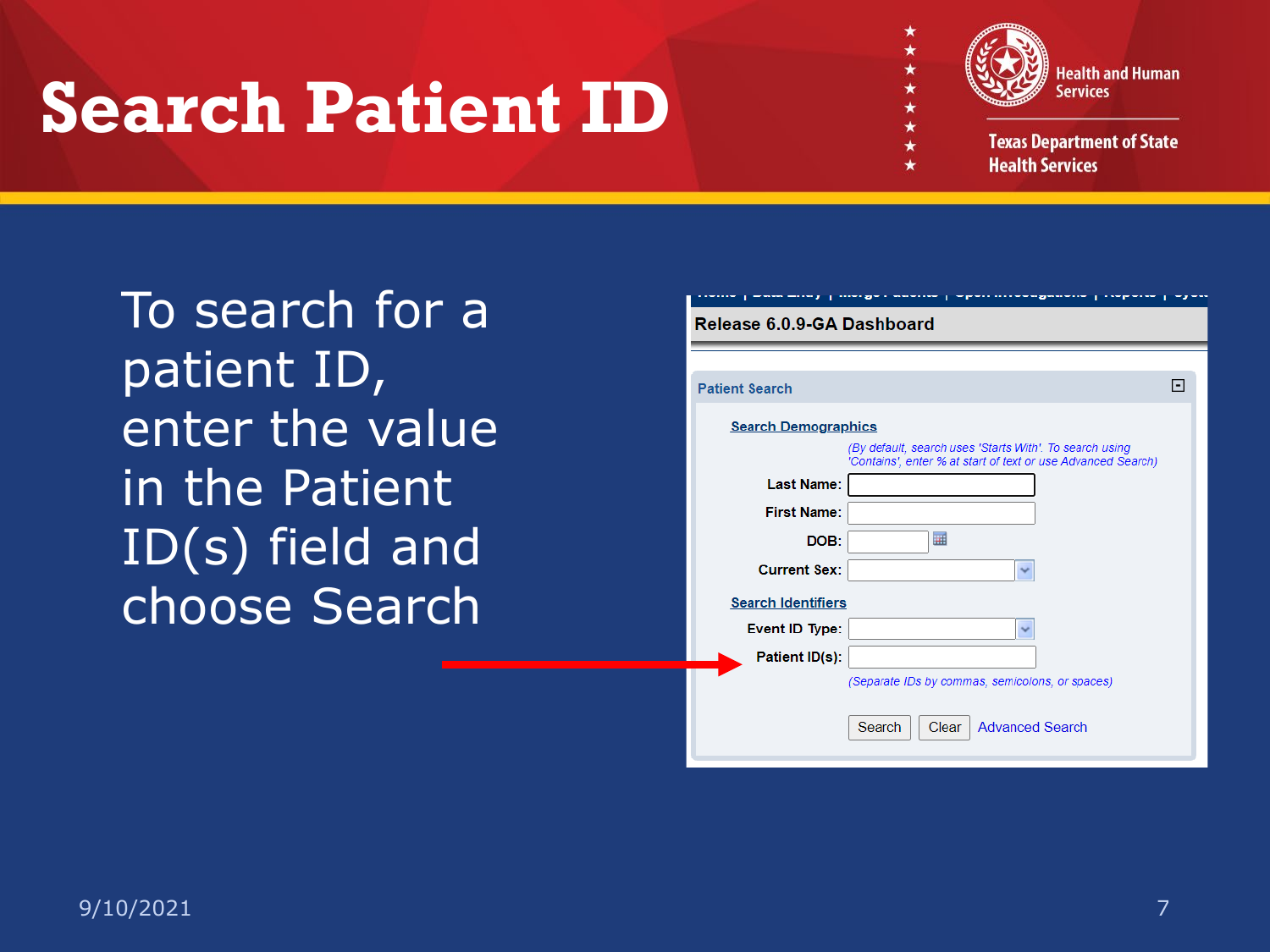# Search Patient ID

To search for a patient ID, enter the value in the Patient ID(s) field and choose Search

Release 6.0.9-GA Dashboard

Patient Search

Search Demographics

(By default, search uses 'Starts With'. To search using 'Contains', enter % at start of text or use Advanced Search)

Last Name:

First Name:

DOB:

Current Sex:

Search Identifiers

Event ID Type:

Patient ID(s):

(Separate IDs by commas, semicolons, or spaces)

Search | Clear | Advanced Search

9/10/2021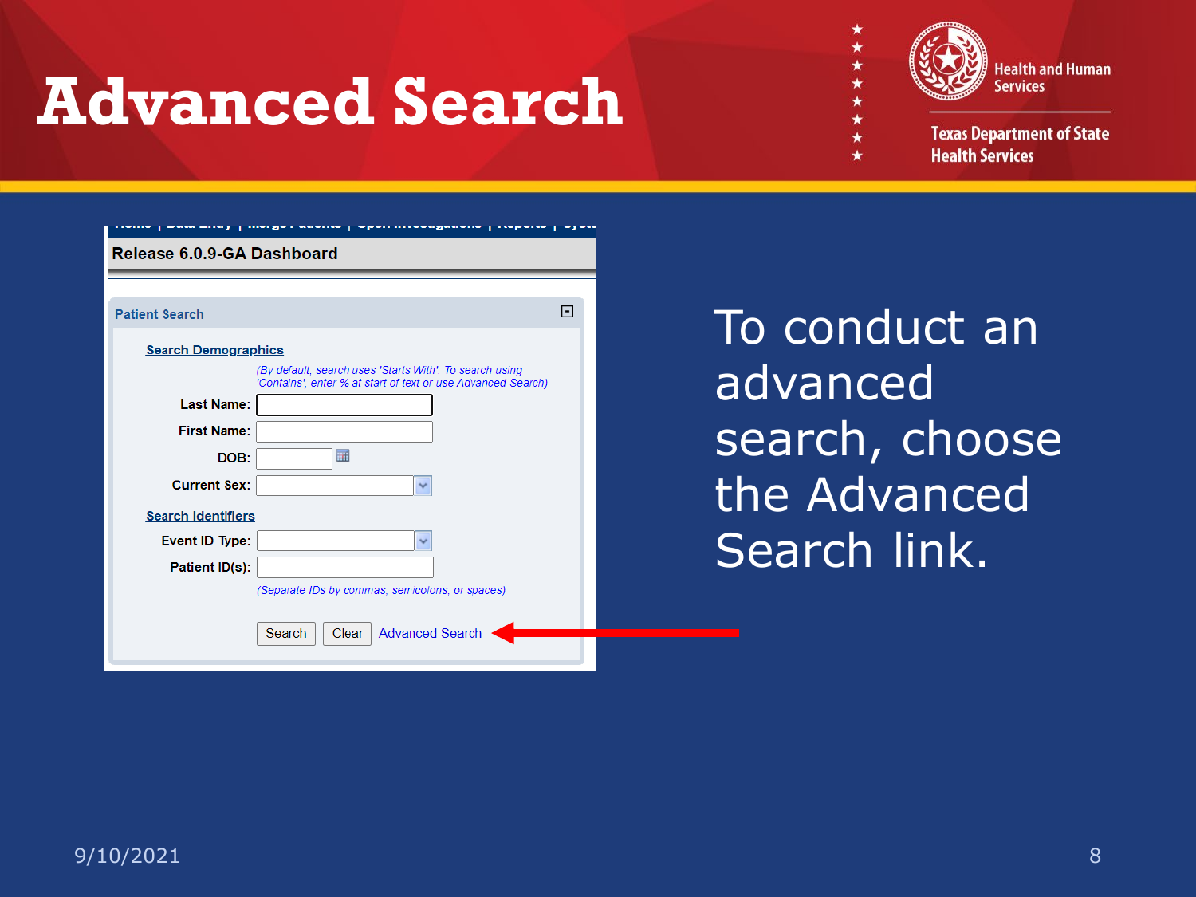# Advanced Search

Health and Human Services

Texas Department of State Health Services

Release 6.0.9-GA Dashboard

Patient Search

Search Demographics

(By default, search uses 'Starts With'. To search using 'Contains', enter % at start of text or use Advanced Search)

Last Name:

First Name:

DOB:

Current Sex:

Search Identifiers

Event ID Type:

Patient ID(s):

(Separate IDs by commas, semicolons, or spaces)

Search Clear Advanced Search

To conduct an advanced search, choose the Advanced Search link.

9/10/2021